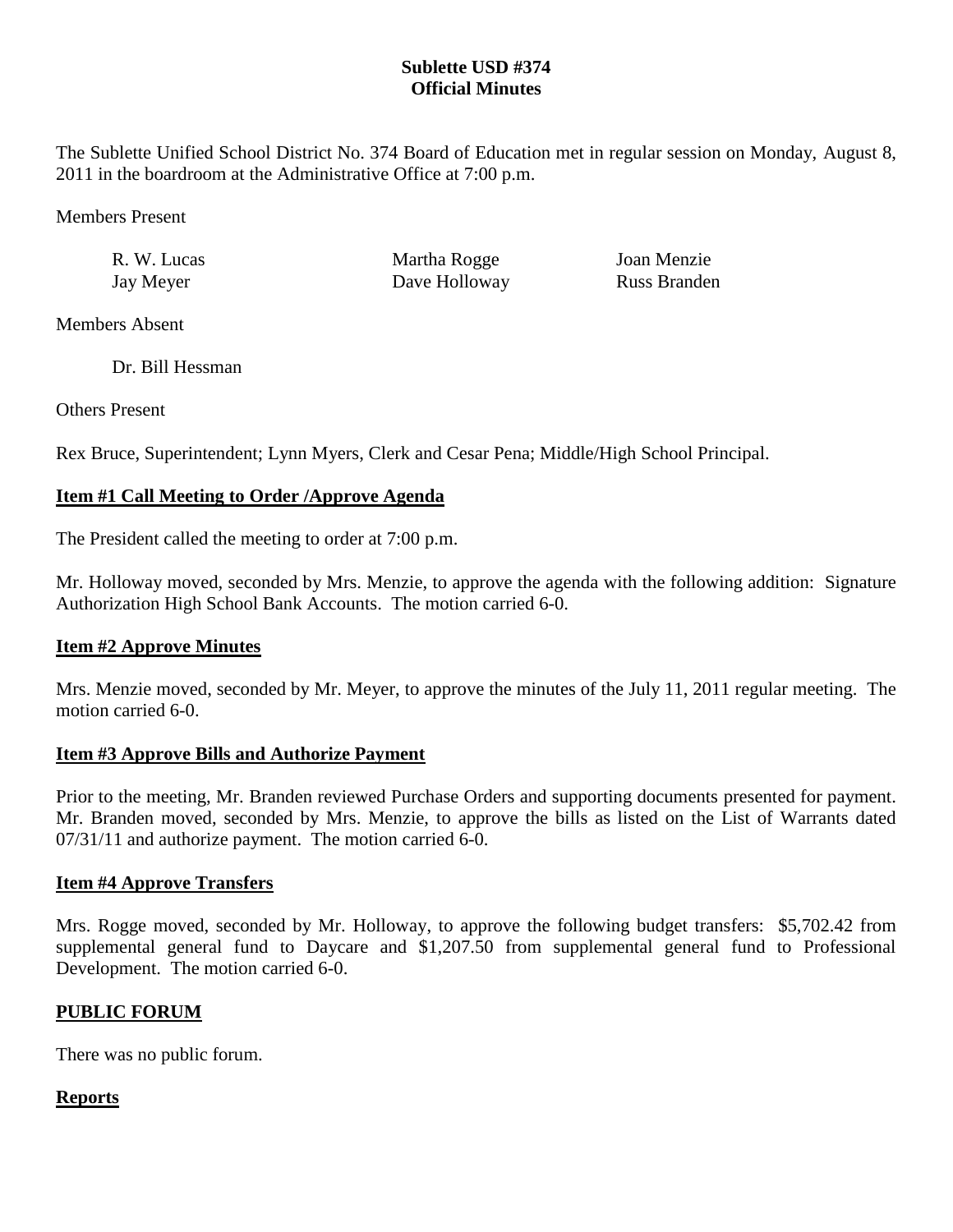# Sublette USD #374
## Official Minutes

The Sublette Unified School District No. 374 Board of Education met in regular session on Monday, August 8, 2011 in the boardroom at the Administrative Office at 7:00 p.m.

Members Present

| | | |
|---|---|---|
| R. W. Lucas | Martha Rogge | Joan Menzie |
| Jay Meyer | Dave Holloway | Russ Branden |

Members Absent

Dr. Bill Hessman

Others Present

Rex Bruce, Superintendent; Lynn Myers, Clerk and Cesar Pena; Middle/High School Principal.

**Item #1 Call Meeting to Order /Approve Agenda**

The President called the meeting to order at 7:00 p.m.

Mr. Holloway moved, seconded by Mrs. Menzie, to approve the agenda with the following addition: Signature Authorization High School Bank Accounts. The motion carried 6-0.

**Item #2 Approve Minutes**

Mrs. Menzie moved, seconded by Mr. Meyer, to approve the minutes of the July 11, 2011 regular meeting. The motion carried 6-0.

**Item #3 Approve Bills and Authorize Payment**

Prior to the meeting, Mr. Branden reviewed Purchase Orders and supporting documents presented for payment. Mr. Branden moved, seconded by Mrs. Menzie, to approve the bills as listed on the List of Warrants dated 07/31/11 and authorize payment. The motion carried 6-0.

**Item #4 Approve Transfers**

Mrs. Rogge moved, seconded by Mr. Holloway, to approve the following budget transfers: $5,702.42 from supplemental general fund to Daycare and $1,207.50 from supplemental general fund to Professional Development. The motion carried 6-0.

**PUBLIC FORUM**

There was no public forum.

**Reports**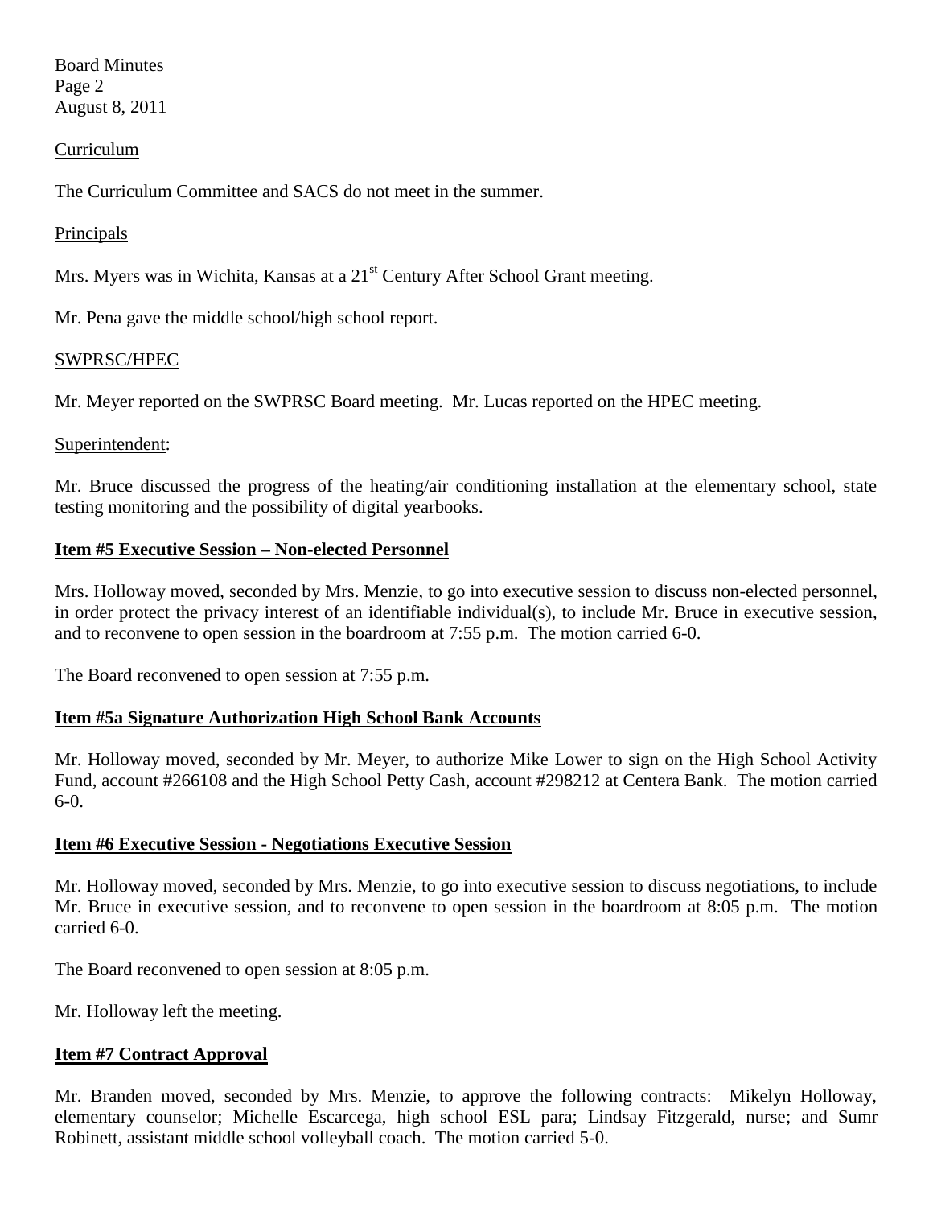Curriculum

The Curriculum Committee and SACS do not meet in the summer.

Principals

Mrs. Myers was in Wichita, Kansas at a 21st Century After School Grant meeting.

Mr. Pena gave the middle school/high school report.

SWPRSC/HPEC

Mr. Meyer reported on the SWPRSC Board meeting. Mr. Lucas reported on the HPEC meeting.

Superintendent:

Mr. Bruce discussed the progress of the heating/air conditioning installation at the elementary school, state testing monitoring and the possibility of digital yearbooks.

**Item #5 Executive Session – Non-elected Personnel**

Mrs. Holloway moved, seconded by Mrs. Menzie, to go into executive session to discuss non-elected personnel, in order protect the privacy interest of an identifiable individual(s), to include Mr. Bruce in executive session, and to reconvene to open session in the boardroom at 7:55 p.m. The motion carried 6-0.

The Board reconvened to open session at 7:55 p.m.

**Item #5a Signature Authorization High School Bank Accounts**

Mr. Holloway moved, seconded by Mr. Meyer, to authorize Mike Lower to sign on the High School Activity Fund, account #266108 and the High School Petty Cash, account #298212 at Centera Bank. The motion carried 6-0.

**Item #6 Executive Session - Negotiations Executive Session**

Mr. Holloway moved, seconded by Mrs. Menzie, to go into executive session to discuss negotiations, to include Mr. Bruce in executive session, and to reconvene to open session in the boardroom at 8:05 p.m. The motion carried 6-0.

The Board reconvened to open session at 8:05 p.m.

Mr. Holloway left the meeting.

**Item #7 Contract Approval**

Mr. Branden moved, seconded by Mrs. Menzie, to approve the following contracts: Mikelyn Holloway, elementary counselor; Michelle Escarcega, high school ESL para; Lindsay Fitzgerald, nurse; and Sumr Robinett, assistant middle school volleyball coach. The motion carried 5-0.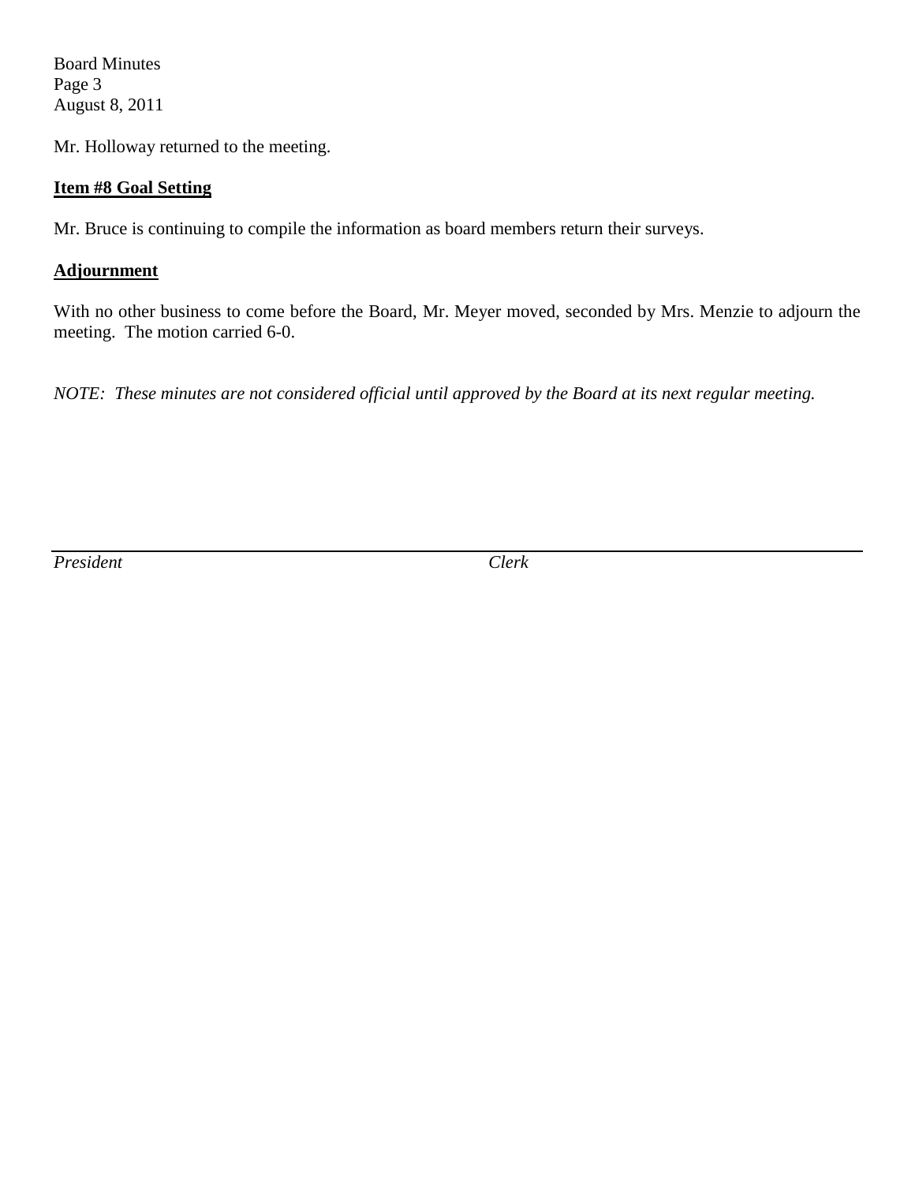Mr. Holloway returned to the meeting.

**Item #8 Goal Setting**

Mr. Bruce is continuing to compile the information as board members return their surveys.

**Adjournment**

With no other business to come before the Board, Mr. Meyer moved, seconded by Mrs. Menzie to adjourn the meeting. The motion carried 6-0.

*NOTE: These minutes are not considered official until approved by the Board at its next regular meeting.*

*President* *Clerk*